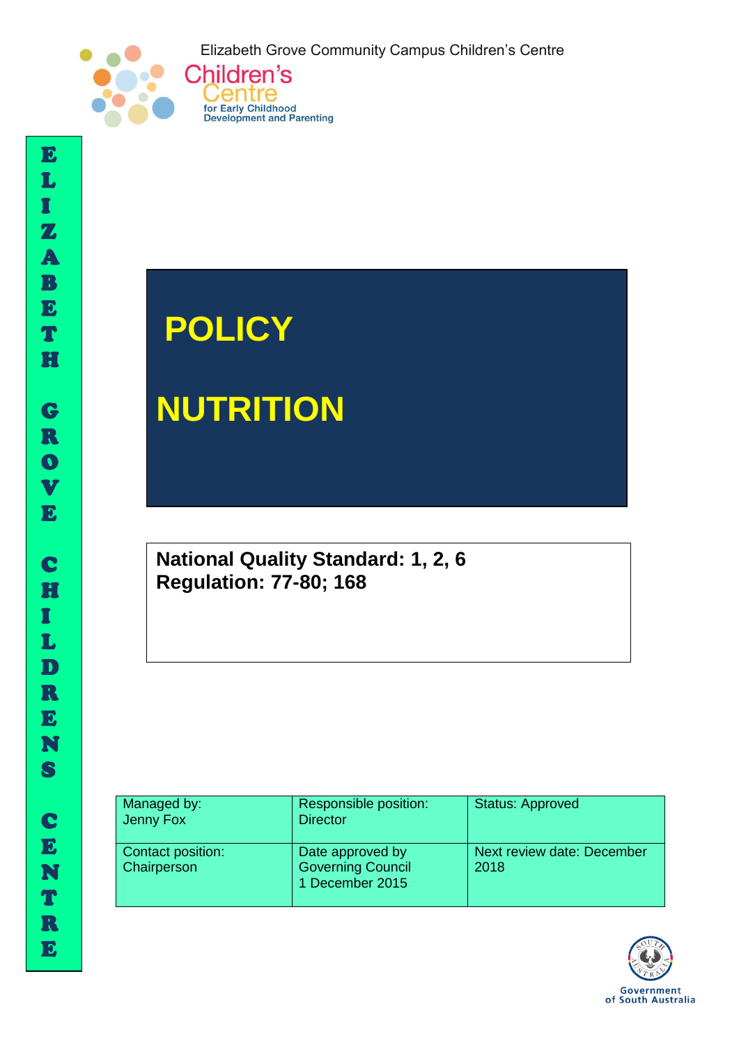Elizabeth Grove Community Campus Children's Centre

Children's Centre
for Early Childhood
Development and Parenting

ELIZABETH GROVE CHILDRENS CENTRE

# POLICY

# NUTRITION

**National Quality Standard: 1, 2, 6**
**Regulation: 77-80; 168**

| Managed by: Jenny Fox | Responsible position: Director | Status: Approved |
|---|---|---|
| Contact position: Chairperson | Date approved by Governing Council 1 December 2015 | Next review date: December 2018 |

Government of South Australia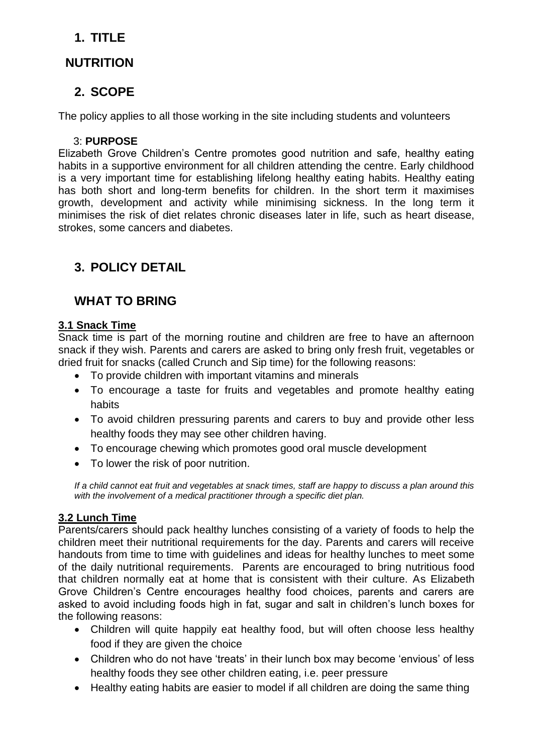## 1. TITLE

## NUTRITION

## 2. SCOPE

The policy applies to all those working in the site including students and volunteers

### 3: PURPOSE

Elizabeth Grove Children's Centre promotes good nutrition and safe, healthy eating habits in a supportive environment for all children attending the centre. Early childhood is a very important time for establishing lifelong healthy eating habits. Healthy eating has both short and long-term benefits for children. In the short term it maximises growth, development and activity while minimising sickness. In the long term it minimises the risk of diet relates chronic diseases later in life, such as heart disease, strokes, some cancers and diabetes.

## 3. POLICY DETAIL

## WHAT TO BRING

### 3.1 Snack Time

Snack time is part of the morning routine and children are free to have an afternoon snack if they wish. Parents and carers are asked to bring only fresh fruit, vegetables or dried fruit for snacks (called Crunch and Sip time) for the following reasons:

- To provide children with important vitamins and minerals
- To encourage a taste for fruits and vegetables and promote healthy eating habits
- To avoid children pressuring parents and carers to buy and provide other less healthy foods they may see other children having.
- To encourage chewing which promotes good oral muscle development
- To lower the risk of poor nutrition.

*If a child cannot eat fruit and vegetables at snack times, staff are happy to discuss a plan around this with the involvement of a medical practitioner through a specific diet plan.*

### 3.2 Lunch Time

Parents/carers should pack healthy lunches consisting of a variety of foods to help the children meet their nutritional requirements for the day. Parents and carers will receive handouts from time to time with guidelines and ideas for healthy lunches to meet some of the daily nutritional requirements. Parents are encouraged to bring nutritious food that children normally eat at home that is consistent with their culture. As Elizabeth Grove Children's Centre encourages healthy food choices, parents and carers are asked to avoid including foods high in fat, sugar and salt in children's lunch boxes for the following reasons:

- Children will quite happily eat healthy food, but will often choose less healthy food if they are given the choice
- Children who do not have 'treats' in their lunch box may become 'envious' of less healthy foods they see other children eating, i.e. peer pressure
- Healthy eating habits are easier to model if all children are doing the same thing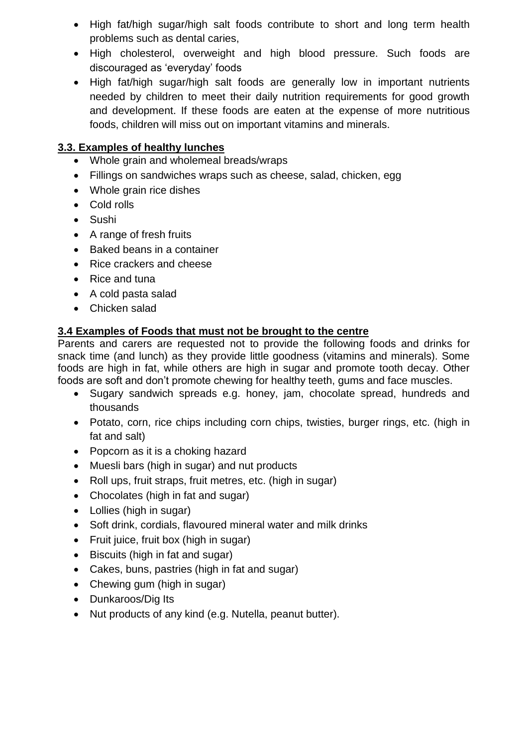- High fat/high sugar/high salt foods contribute to short and long term health problems such as dental caries,
- High cholesterol, overweight and high blood pressure. Such foods are discouraged as 'everyday' foods
- High fat/high sugar/high salt foods are generally low in important nutrients needed by children to meet their daily nutrition requirements for good growth and development. If these foods are eaten at the expense of more nutritious foods, children will miss out on important vitamins and minerals.

### 3.3. Examples of healthy lunches

- Whole grain and wholemeal breads/wraps
- Fillings on sandwiches wraps such as cheese, salad, chicken, egg
- Whole grain rice dishes
- Cold rolls
- Sushi
- A range of fresh fruits
- Baked beans in a container
- Rice crackers and cheese
- Rice and tuna
- A cold pasta salad
- Chicken salad

### 3.4 Examples of Foods that must not be brought to the centre

Parents and carers are requested not to provide the following foods and drinks for snack time (and lunch) as they provide little goodness (vitamins and minerals). Some foods are high in fat, while others are high in sugar and promote tooth decay. Other foods are soft and don't promote chewing for healthy teeth, gums and face muscles.

- Sugary sandwich spreads e.g. honey, jam, chocolate spread, hundreds and thousands
- Potato, corn, rice chips including corn chips, twisties, burger rings, etc. (high in fat and salt)
- Popcorn as it is a choking hazard
- Muesli bars (high in sugar) and nut products
- Roll ups, fruit straps, fruit metres, etc. (high in sugar)
- Chocolates (high in fat and sugar)
- Lollies (high in sugar)
- Soft drink, cordials, flavoured mineral water and milk drinks
- Fruit juice, fruit box (high in sugar)
- Biscuits (high in fat and sugar)
- Cakes, buns, pastries (high in fat and sugar)
- Chewing gum (high in sugar)
- Dunkaroos/Dig Its
- Nut products of any kind (e.g. Nutella, peanut butter).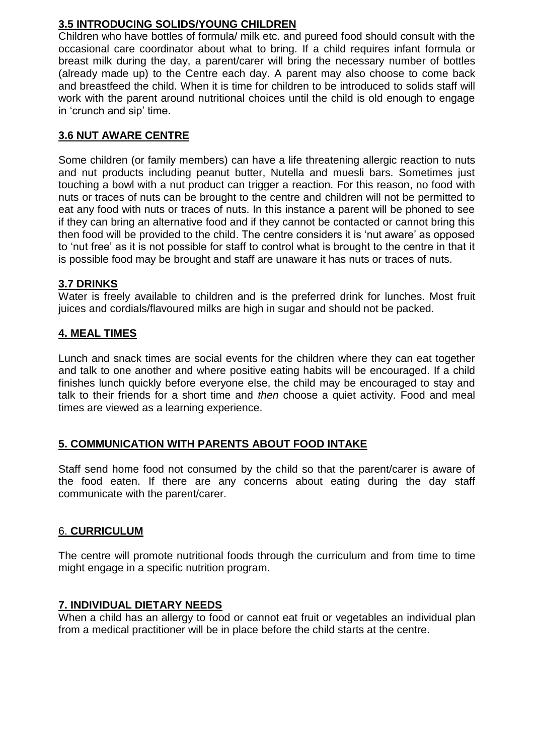### 3.5 INTRODUCING SOLIDS/YOUNG CHILDREN

Children who have bottles of formula/ milk etc. and pureed food should consult with the occasional care coordinator about what to bring. If a child requires infant formula or breast milk during the day, a parent/carer will bring the necessary number of bottles (already made up) to the Centre each day. A parent may also choose to come back and breastfeed the child. When it is time for children to be introduced to solids staff will work with the parent around nutritional choices until the child is old enough to engage in 'crunch and sip' time.

### 3.6 NUT AWARE CENTRE

Some children (or family members) can have a life threatening allergic reaction to nuts and nut products including peanut butter, Nutella and muesli bars. Sometimes just touching a bowl with a nut product can trigger a reaction. For this reason, no food with nuts or traces of nuts can be brought to the centre and children will not be permitted to eat any food with nuts or traces of nuts. In this instance a parent will be phoned to see if they can bring an alternative food and if they cannot be contacted or cannot bring this then food will be provided to the child. The centre considers it is 'nut aware' as opposed to 'nut free' as it is not possible for staff to control what is brought to the centre in that it is possible food may be brought and staff are unaware it has nuts or traces of nuts.

### 3.7 DRINKS

Water is freely available to children and is the preferred drink for lunches. Most fruit juices and cordials/flavoured milks are high in sugar and should not be packed.

## 4. MEAL TIMES

Lunch and snack times are social events for the children where they can eat together and talk to one another and where positive eating habits will be encouraged. If a child finishes lunch quickly before everyone else, the child may be encouraged to stay and talk to their friends for a short time and *then* choose a quiet activity. Food and meal times are viewed as a learning experience.

## 5. COMMUNICATION WITH PARENTS ABOUT FOOD INTAKE

Staff send home food not consumed by the child so that the parent/carer is aware of the food eaten. If there are any concerns about eating during the day staff communicate with the parent/carer.

## 6. CURRICULUM

The centre will promote nutritional foods through the curriculum and from time to time might engage in a specific nutrition program.

## 7. INDIVIDUAL DIETARY NEEDS

When a child has an allergy to food or cannot eat fruit or vegetables an individual plan from a medical practitioner will be in place before the child starts at the centre.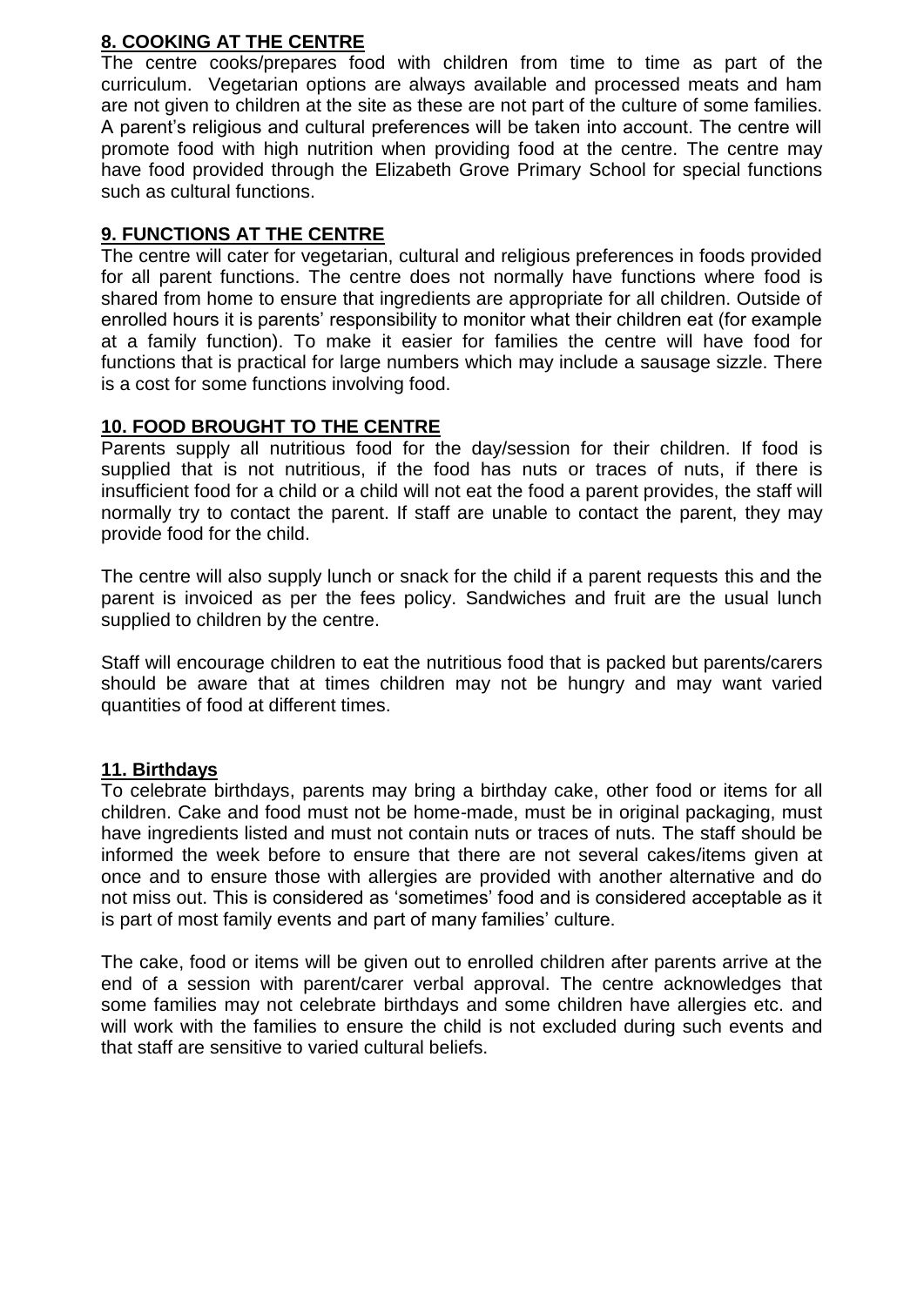## **8. COOKING AT THE CENTRE**

The centre cooks/prepares food with children from time to time as part of the curriculum. Vegetarian options are always available and processed meats and ham are not given to children at the site as these are not part of the culture of some families. A parent's religious and cultural preferences will be taken into account. The centre will promote food with high nutrition when providing food at the centre. The centre may have food provided through the Elizabeth Grove Primary School for special functions such as cultural functions.

## **9. FUNCTIONS AT THE CENTRE**

The centre will cater for vegetarian, cultural and religious preferences in foods provided for all parent functions. The centre does not normally have functions where food is shared from home to ensure that ingredients are appropriate for all children. Outside of enrolled hours it is parents' responsibility to monitor what their children eat (for example at a family function). To make it easier for families the centre will have food for functions that is practical for large numbers which may include a sausage sizzle. There is a cost for some functions involving food.

## **10. FOOD BROUGHT TO THE CENTRE**

Parents supply all nutritious food for the day/session for their children. If food is supplied that is not nutritious, if the food has nuts or traces of nuts, if there is insufficient food for a child or a child will not eat the food a parent provides, the staff will normally try to contact the parent. If staff are unable to contact the parent, they may provide food for the child.

The centre will also supply lunch or snack for the child if a parent requests this and the parent is invoiced as per the fees policy. Sandwiches and fruit are the usual lunch supplied to children by the centre.

Staff will encourage children to eat the nutritious food that is packed but parents/carers should be aware that at times children may not be hungry and may want varied quantities of food at different times.

## **11. Birthdays**

To celebrate birthdays, parents may bring a birthday cake, other food or items for all children. Cake and food must not be home-made, must be in original packaging, must have ingredients listed and must not contain nuts or traces of nuts. The staff should be informed the week before to ensure that there are not several cakes/items given at once and to ensure those with allergies are provided with another alternative and do not miss out. This is considered as 'sometimes' food and is considered acceptable as it is part of most family events and part of many families' culture.

The cake, food or items will be given out to enrolled children after parents arrive at the end of a session with parent/carer verbal approval. The centre acknowledges that some families may not celebrate birthdays and some children have allergies etc. and will work with the families to ensure the child is not excluded during such events and that staff are sensitive to varied cultural beliefs.